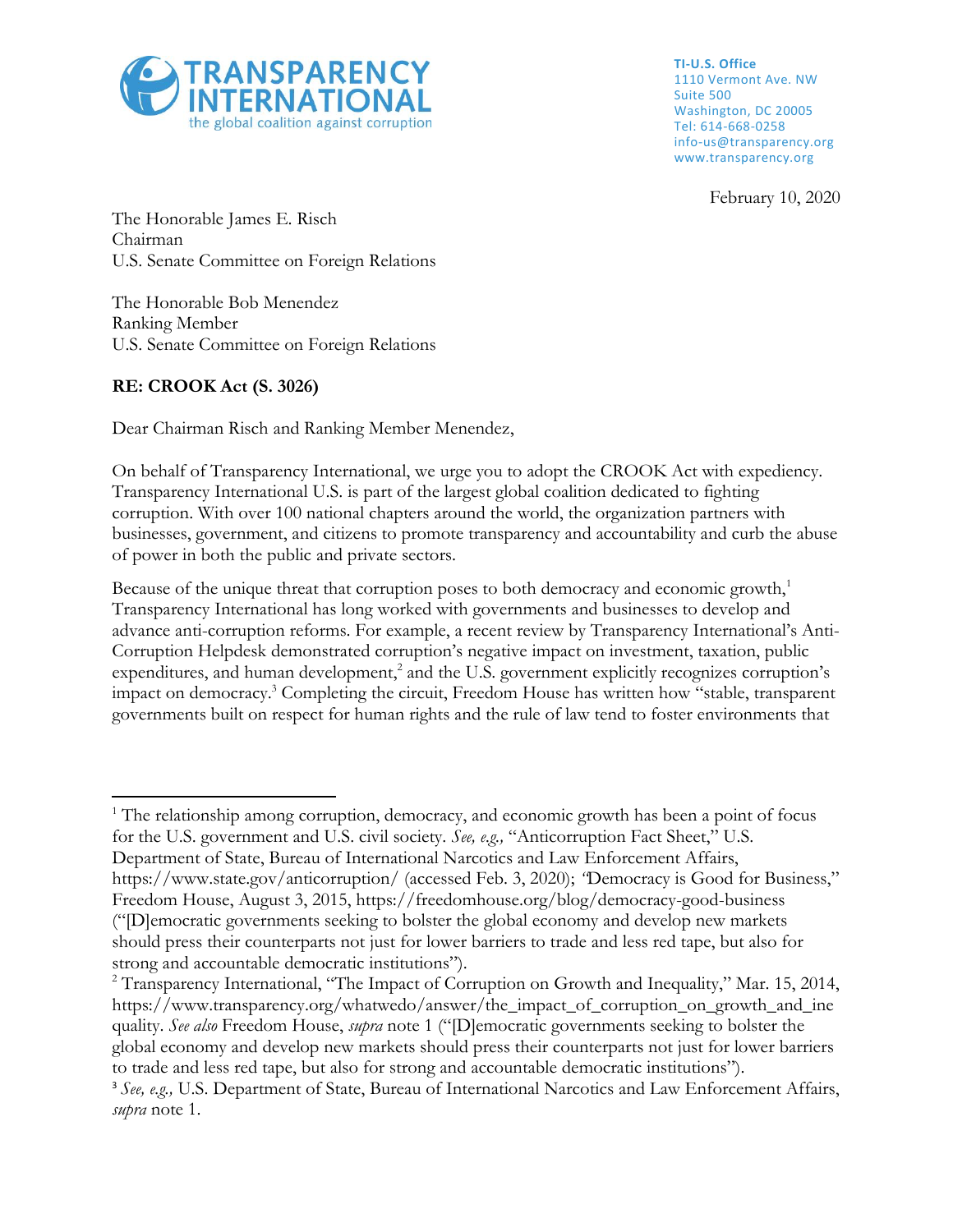**TRANSPARENCY INTERNATIONAL**
the global coalition against corruption

**TI-U.S. Office**
1110 Vermont Ave. NW
Suite 500
Washington, DC 20005
Tel: 614-668-0258
info-us@transparency.org
www.transparency.org

February 10, 2020

The Honorable James E. Risch
Chairman
U.S. Senate Committee on Foreign Relations

The Honorable Bob Menendez
Ranking Member
U.S. Senate Committee on Foreign Relations

**RE: CROOK Act (S. 3026)**

Dear Chairman Risch and Ranking Member Menendez,

On behalf of Transparency International, we urge you to adopt the CROOK Act with expediency. Transparency International U.S. is part of the largest global coalition dedicated to fighting corruption. With over 100 national chapters around the world, the organization partners with businesses, government, and citizens to promote transparency and accountability and curb the abuse of power in both the public and private sectors.

Because of the unique threat that corruption poses to both democracy and economic growth,[1] Transparency International has long worked with governments and businesses to develop and advance anti-corruption reforms. For example, a recent review by Transparency International's Anti-Corruption Helpdesk demonstrated corruption's negative impact on investment, taxation, public expenditures, and human development,[2] and the U.S. government explicitly recognizes corruption's impact on democracy.[3] Completing the circuit, Freedom House has written how "stable, transparent governments built on respect for human rights and the rule of law tend to foster environments that

---

[1] The relationship among corruption, democracy, and economic growth has been a point of focus for the U.S. government and U.S. civil society. *See, e.g.,* "Anticorruption Fact Sheet," U.S. Department of State, Bureau of International Narcotics and Law Enforcement Affairs, https://www.state.gov/anticorruption/ (accessed Feb. 3, 2020); "Democracy is Good for Business," Freedom House, August 3, 2015, https://freedomhouse.org/blog/democracy-good-business ("[D]emocratic governments seeking to bolster the global economy and develop new markets should press their counterparts not just for lower barriers to trade and less red tape, but also for strong and accountable democratic institutions").

[2] Transparency International, "The Impact of Corruption on Growth and Inequality," Mar. 15, 2014, https://www.transparency.org/whatwedo/answer/the_impact_of_corruption_on_growth_and_inequality. *See also* Freedom House, *supra* note 1 ("[D]emocratic governments seeking to bolster the global economy and develop new markets should press their counterparts not just for lower barriers to trade and less red tape, but also for strong and accountable democratic institutions").

[3] *See, e.g.,* U.S. Department of State, Bureau of International Narcotics and Law Enforcement Affairs, *supra* note 1.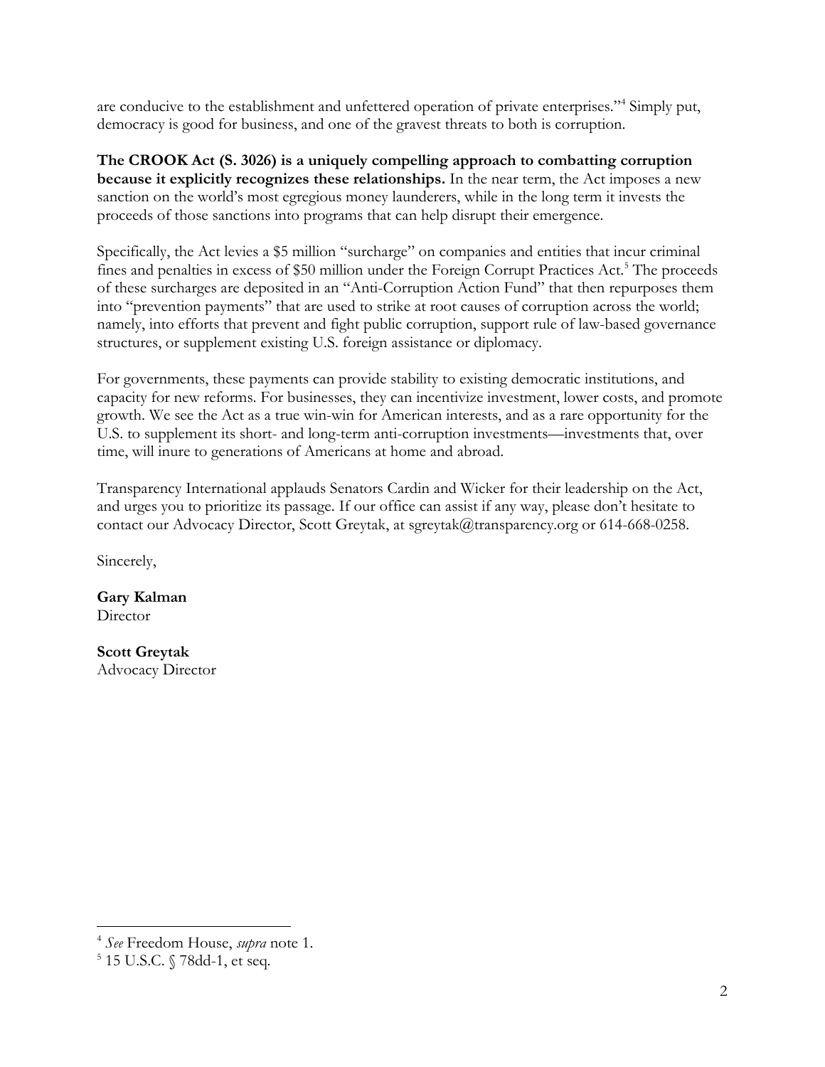are conducive to the establishment and unfettered operation of private enterprises."[4] Simply put, democracy is good for business, and one of the gravest threats to both is corruption.

**The CROOK Act (S. 3026) is a uniquely compelling approach to combatting corruption because it explicitly recognizes these relationships.** In the near term, the Act imposes a new sanction on the world's most egregious money launderers, while in the long term it invests the proceeds of those sanctions into programs that can help disrupt their emergence.

Specifically, the Act levies a $5 million "surcharge" on companies and entities that incur criminal fines and penalties in excess of $50 million under the Foreign Corrupt Practices Act.[5] The proceeds of these surcharges are deposited in an "Anti-Corruption Action Fund" that then repurposes them into "prevention payments" that are used to strike at root causes of corruption across the world; namely, into efforts that prevent and fight public corruption, support rule of law-based governance structures, or supplement existing U.S. foreign assistance or diplomacy.

For governments, these payments can provide stability to existing democratic institutions, and capacity for new reforms. For businesses, they can incentivize investment, lower costs, and promote growth. We see the Act as a true win-win for American interests, and as a rare opportunity for the U.S. to supplement its short- and long-term anti-corruption investments—investments that, over time, will inure to generations of Americans at home and abroad.

Transparency International applauds Senators Cardin and Wicker for their leadership on the Act, and urges you to prioritize its passage. If our office can assist if any way, please don't hesitate to contact our Advocacy Director, Scott Greytak, at sgreytak@transparency.org or 614-668-0258.

Sincerely,

**Gary Kalman**
Director

**Scott Greytak**
Advocacy Director

---

[4] *See* Freedom House, *supra* note 1.

[5] 15 U.S.C. § 78dd-1, et seq.